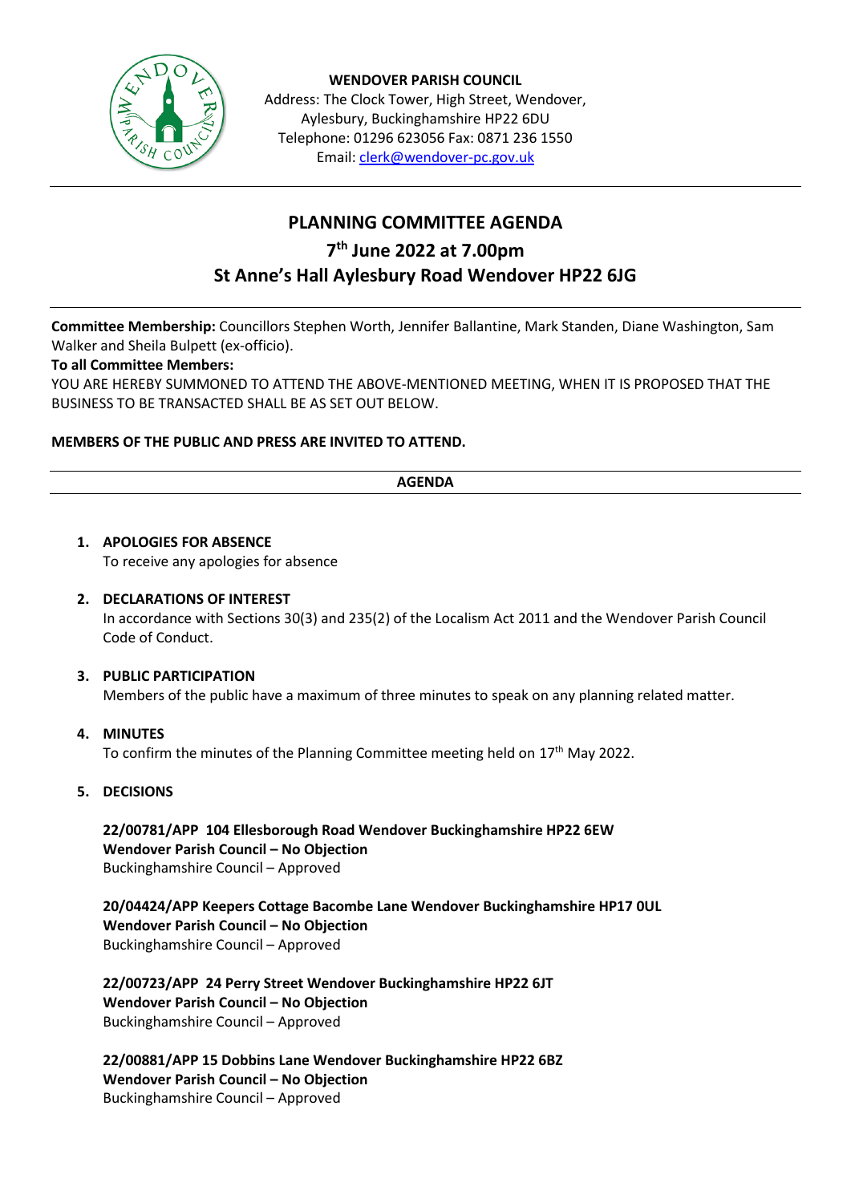**WENDOVER PARISH COUNCIL**
Address: The Clock Tower, High Street, Wendover, Aylesbury, Buckinghamshire HP22 6DU
Telephone: 01296 623056 Fax: 0871 236 1550
Email: clerk@wendover-pc.gov.uk

# PLANNING COMMITTEE AGENDA

## 7th June 2022 at 7.00pm

## St Anne's Hall Aylesbury Road Wendover HP22 6JG

**Committee Membership:** Councillors Stephen Worth, Jennifer Ballantine, Mark Standen, Diane Washington, Sam Walker and Sheila Bulpett (ex-officio).

**To all Committee Members:**

YOU ARE HEREBY SUMMONED TO ATTEND THE ABOVE-MENTIONED MEETING, WHEN IT IS PROPOSED THAT THE BUSINESS TO BE TRANSACTED SHALL BE AS SET OUT BELOW.

**MEMBERS OF THE PUBLIC AND PRESS ARE INVITED TO ATTEND.**

**AGENDA**

1. **APOLOGIES FOR ABSENCE**
   To receive any apologies for absence

2. **DECLARATIONS OF INTEREST**
   In accordance with Sections 30(3) and 235(2) of the Localism Act 2011 and the Wendover Parish Council Code of Conduct.

3. **PUBLIC PARTICIPATION**
   Members of the public have a maximum of three minutes to speak on any planning related matter.

4. **MINUTES**
   To confirm the minutes of the Planning Committee meeting held on 17th May 2022.

5. **DECISIONS**

   **22/00781/APP 104 Ellesborough Road Wendover Buckinghamshire HP22 6EW**
   **Wendover Parish Council – No Objection**
   Buckinghamshire Council – Approved

   **20/04424/APP Keepers Cottage Bacombe Lane Wendover Buckinghamshire HP17 0UL**
   **Wendover Parish Council – No Objection**
   Buckinghamshire Council – Approved

   **22/00723/APP 24 Perry Street Wendover Buckinghamshire HP22 6JT**
   **Wendover Parish Council – No Objection**
   Buckinghamshire Council – Approved

   **22/00881/APP 15 Dobbins Lane Wendover Buckinghamshire HP22 6BZ**
   **Wendover Parish Council – No Objection**
   Buckinghamshire Council – Approved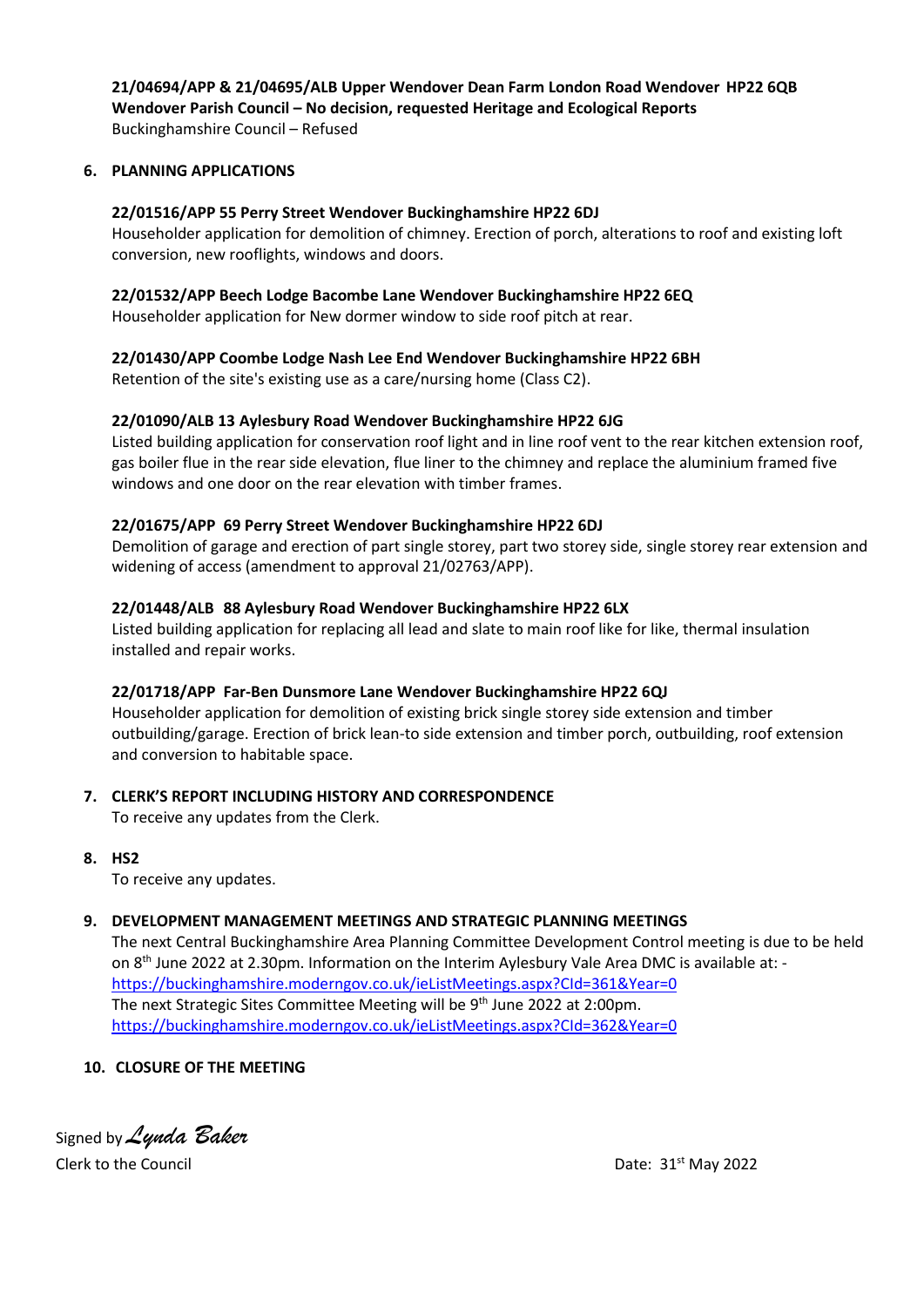**21/04694/APP & 21/04695/ALB Upper Wendover Dean Farm London Road Wendover HP22 6QB**
**Wendover Parish Council – No decision, requested Heritage and Ecological Reports**
Buckinghamshire Council – Refused

## 6. PLANNING APPLICATIONS

**22/01516/APP 55 Perry Street Wendover Buckinghamshire HP22 6DJ**
Householder application for demolition of chimney. Erection of porch, alterations to roof and existing loft conversion, new rooflights, windows and doors.

**22/01532/APP Beech Lodge Bacombe Lane Wendover Buckinghamshire HP22 6EQ**
Householder application for New dormer window to side roof pitch at rear.

**22/01430/APP Coombe Lodge Nash Lee End Wendover Buckinghamshire HP22 6BH**
Retention of the site's existing use as a care/nursing home (Class C2).

**22/01090/ALB 13 Aylesbury Road Wendover Buckinghamshire HP22 6JG**
Listed building application for conservation roof light and in line roof vent to the rear kitchen extension roof, gas boiler flue in the rear side elevation, flue liner to the chimney and replace the aluminium framed five windows and one door on the rear elevation with timber frames.

**22/01675/APP 69 Perry Street Wendover Buckinghamshire HP22 6DJ**
Demolition of garage and erection of part single storey, part two storey side, single storey rear extension and widening of access (amendment to approval 21/02763/APP).

**22/01448/ALB 88 Aylesbury Road Wendover Buckinghamshire HP22 6LX**
Listed building application for replacing all lead and slate to main roof like for like, thermal insulation installed and repair works.

**22/01718/APP Far-Ben Dunsmore Lane Wendover Buckinghamshire HP22 6QJ**
Householder application for demolition of existing brick single storey side extension and timber outbuilding/garage. Erection of brick lean-to side extension and timber porch, outbuilding, roof extension and conversion to habitable space.

## 7. CLERK'S REPORT INCLUDING HISTORY AND CORRESPONDENCE

To receive any updates from the Clerk.

## 8. HS2

To receive any updates.

## 9. DEVELOPMENT MANAGEMENT MEETINGS AND STRATEGIC PLANNING MEETINGS

The next Central Buckinghamshire Area Planning Committee Development Control meeting is due to be held on 8th June 2022 at 2.30pm. Information on the Interim Aylesbury Vale Area DMC is available at: -
https://buckinghamshire.moderngov.co.uk/ieListMeetings.aspx?CId=361&Year=0
The next Strategic Sites Committee Meeting will be 9th June 2022 at 2:00pm.
https://buckinghamshire.moderngov.co.uk/ieListMeetings.aspx?CId=362&Year=0

## 10. CLOSURE OF THE MEETING

Signed by *Lynda Baker*
Clerk to the Council

Date: 31st May 2022